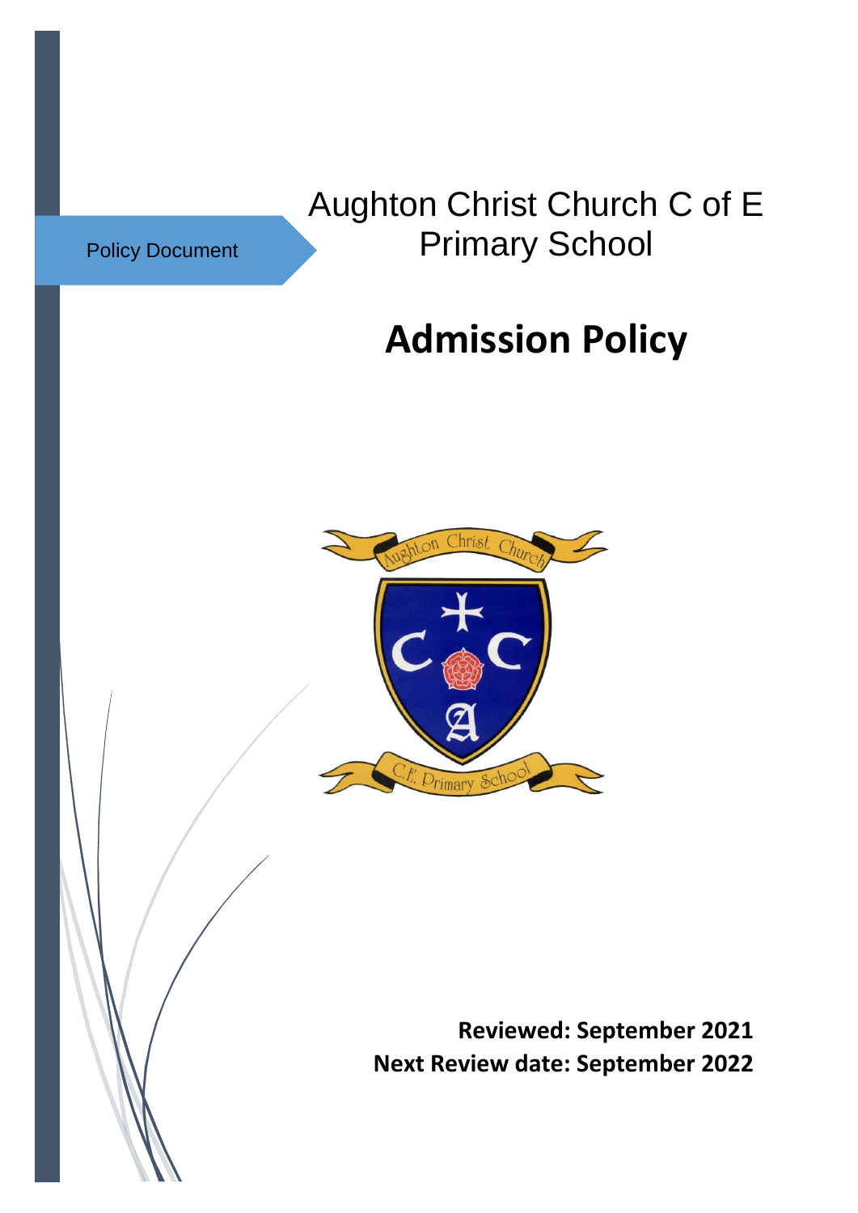Policy Document

Aughton Christ Church C of E Primary School

# Admission Policy

**Reviewed: September 2021**

**Next Review date: September 2022**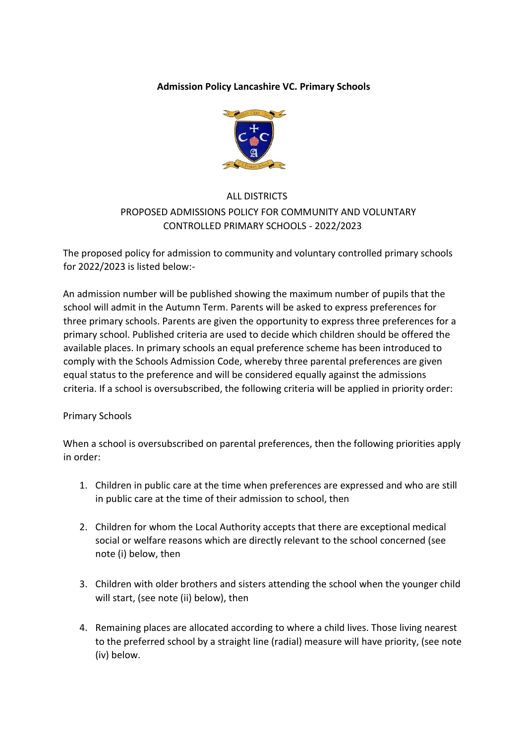**Admission Policy Lancashire VC. Primary Schools**

ALL DISTRICTS

PROPOSED ADMISSIONS POLICY FOR COMMUNITY AND VOLUNTARY CONTROLLED PRIMARY SCHOOLS - 2022/2023

The proposed policy for admission to community and voluntary controlled primary schools for 2022/2023 is listed below:-

An admission number will be published showing the maximum number of pupils that the school will admit in the Autumn Term. Parents will be asked to express preferences for three primary schools. Parents are given the opportunity to express three preferences for a primary school. Published criteria are used to decide which children should be offered the available places. In primary schools an equal preference scheme has been introduced to comply with the Schools Admission Code, whereby three parental preferences are given equal status to the preference and will be considered equally against the admissions criteria. If a school is oversubscribed, the following criteria will be applied in priority order:

Primary Schools

When a school is oversubscribed on parental preferences, then the following priorities apply in order:

1. Children in public care at the time when preferences are expressed and who are still in public care at the time of their admission to school, then
2. Children for whom the Local Authority accepts that there are exceptional medical social or welfare reasons which are directly relevant to the school concerned (see note (i) below, then
3. Children with older brothers and sisters attending the school when the younger child will start, (see note (ii) below), then
4. Remaining places are allocated according to where a child lives. Those living nearest to the preferred school by a straight line (radial) measure will have priority, (see note (iv) below.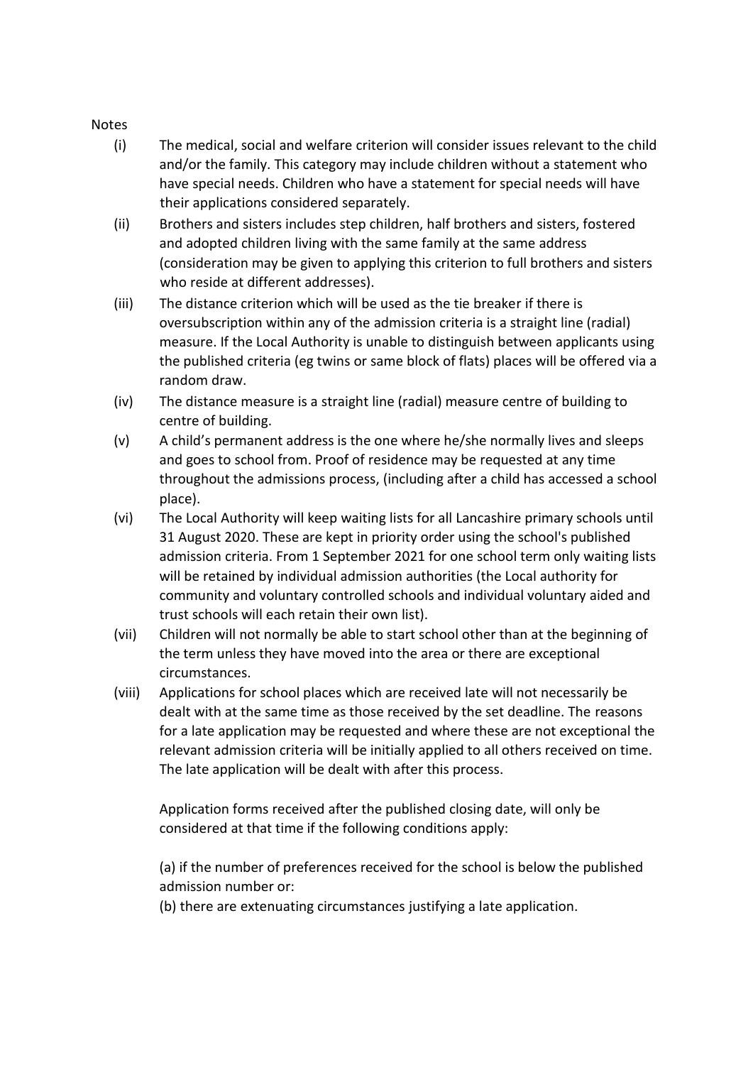Notes

(i) The medical, social and welfare criterion will consider issues relevant to the child and/or the family. This category may include children without a statement who have special needs. Children who have a statement for special needs will have their applications considered separately.

(ii) Brothers and sisters includes step children, half brothers and sisters, fostered and adopted children living with the same family at the same address (consideration may be given to applying this criterion to full brothers and sisters who reside at different addresses).

(iii) The distance criterion which will be used as the tie breaker if there is oversubscription within any of the admission criteria is a straight line (radial) measure. If the Local Authority is unable to distinguish between applicants using the published criteria (eg twins or same block of flats) places will be offered via a random draw.

(iv) The distance measure is a straight line (radial) measure centre of building to centre of building.

(v) A child's permanent address is the one where he/she normally lives and sleeps and goes to school from. Proof of residence may be requested at any time throughout the admissions process, (including after a child has accessed a school place).

(vi) The Local Authority will keep waiting lists for all Lancashire primary schools until 31 August 2020. These are kept in priority order using the school's published admission criteria. From 1 September 2021 for one school term only waiting lists will be retained by individual admission authorities (the Local authority for community and voluntary controlled schools and individual voluntary aided and trust schools will each retain their own list).

(vii) Children will not normally be able to start school other than at the beginning of the term unless they have moved into the area or there are exceptional circumstances.

(viii) Applications for school places which are received late will not necessarily be dealt with at the same time as those received by the set deadline. The reasons for a late application may be requested and where these are not exceptional the relevant admission criteria will be initially applied to all others received on time. The late application will be dealt with after this process.

Application forms received after the published closing date, will only be considered at that time if the following conditions apply:

(a) if the number of preferences received for the school is below the published admission number or:
(b) there are extenuating circumstances justifying a late application.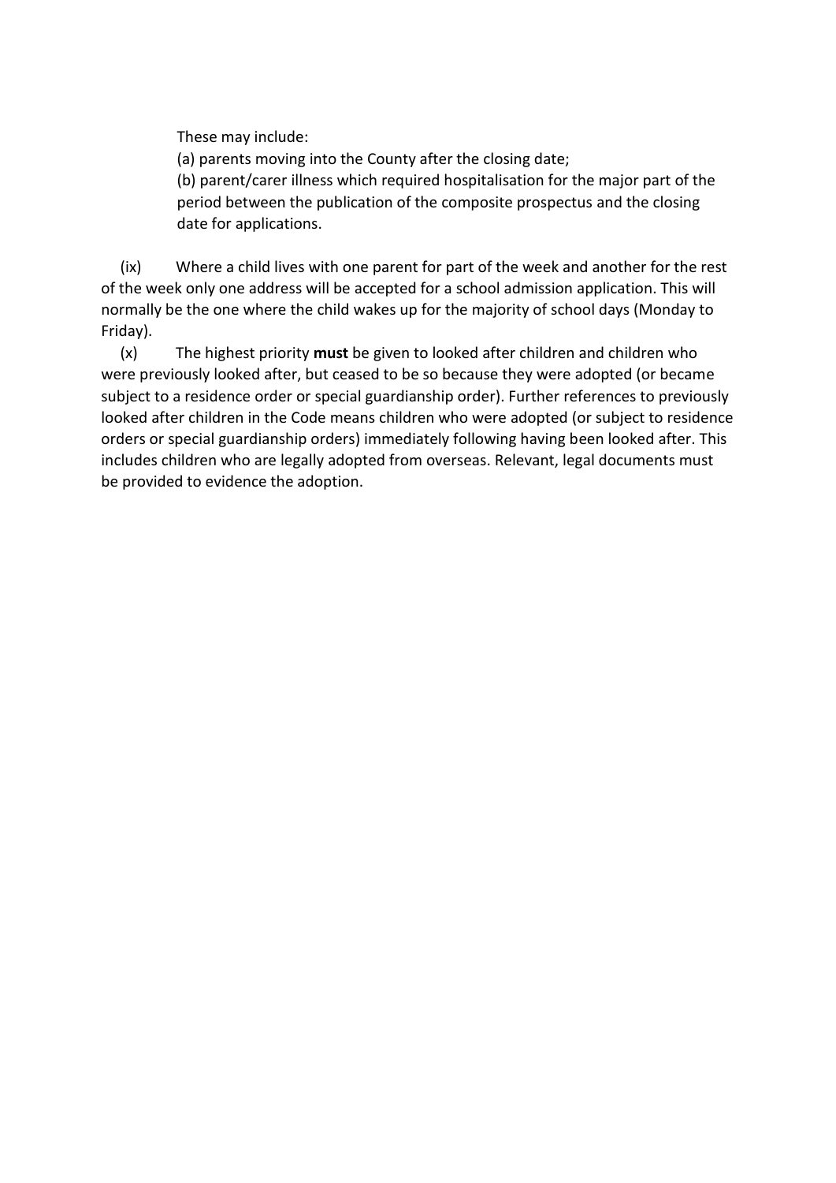These may include:

(a) parents moving into the County after the closing date;

(b) parent/carer illness which required hospitalisation for the major part of the period between the publication of the composite prospectus and the closing date for applications.

(ix) Where a child lives with one parent for part of the week and another for the rest of the week only one address will be accepted for a school admission application. This will normally be the one where the child wakes up for the majority of school days (Monday to Friday).

(x) The highest priority **must** be given to looked after children and children who were previously looked after, but ceased to be so because they were adopted (or became subject to a residence order or special guardianship order). Further references to previously looked after children in the Code means children who were adopted (or subject to residence orders or special guardianship orders) immediately following having been looked after. This includes children who are legally adopted from overseas. Relevant, legal documents must be provided to evidence the adoption.